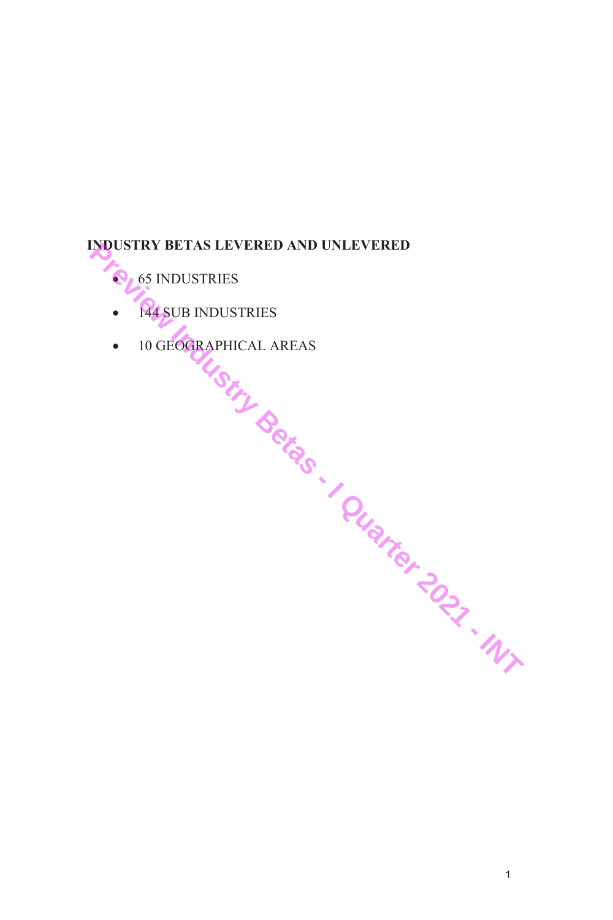**INDUSTRY BETAS LEVERED AND UNLEVERED**

- 65 INDUSTRIES
- 144 SUB INDUSTRIES
- 10 GEOGRAPHICAL AREAS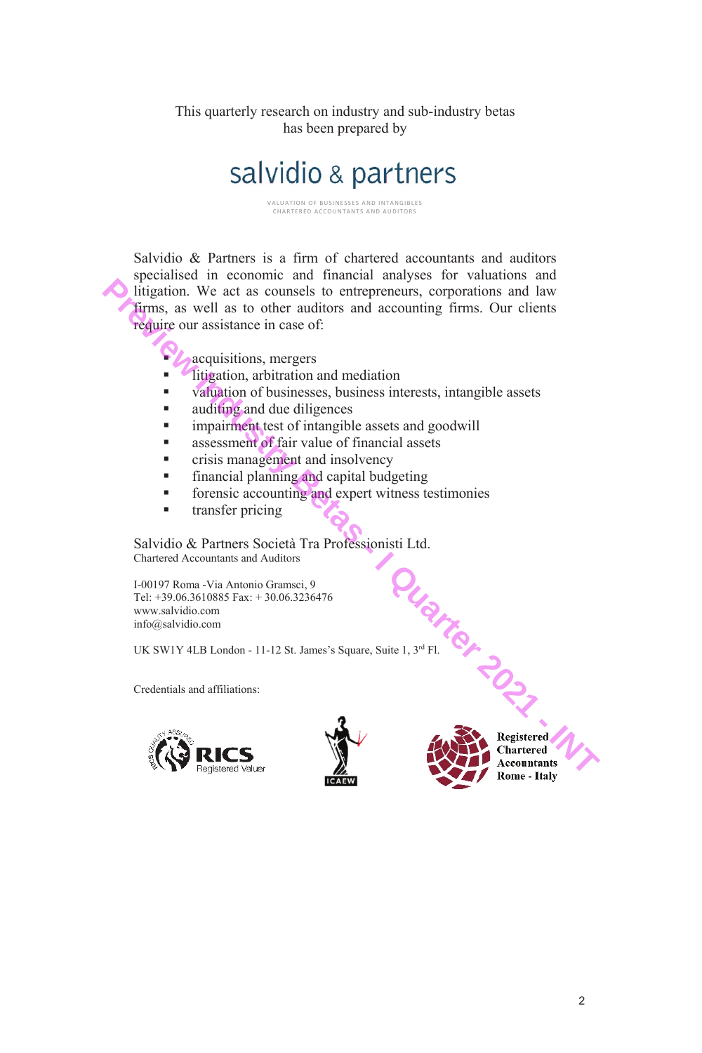This quarterly research on industry and sub-industry betas
has been prepared by

# salvidio & partners

VALUATION OF BUSINESSES AND INTANGIBLES
CHARTERED ACCOUNTANTS AND AUDITORS

Salvidio & Partners is a firm of chartered accountants and auditors specialised in economic and financial analyses for valuations and litigation. We act as counsels to entrepreneurs, corporations and law firms, as well as to other auditors and accounting firms. Our clients require our assistance in case of:

- acquisitions, mergers
- litigation, arbitration and mediation
- valuation of businesses, business interests, intangible assets
- auditing and due diligences
- impairment test of intangible assets and goodwill
- assessment of fair value of financial assets
- crisis management and insolvency
- financial planning and capital budgeting
- forensic accounting and expert witness testimonies
- transfer pricing

Salvidio & Partners Società Tra Professionisti Ltd.
Chartered Accountants and Auditors

I-00197 Roma -Via Antonio Gramsci, 9
Tel: +39.06.3610885 Fax: + 30.06.3236476
www.salvidio.com
info@salvidio.com

UK SW1Y 4LB London - 11-12 St. James's Square, Suite 1, 3rd Fl.

Credentials and affiliations:

RICS Registered Valuer

ICAEW

Registered Chartered Accountants Rome - Italy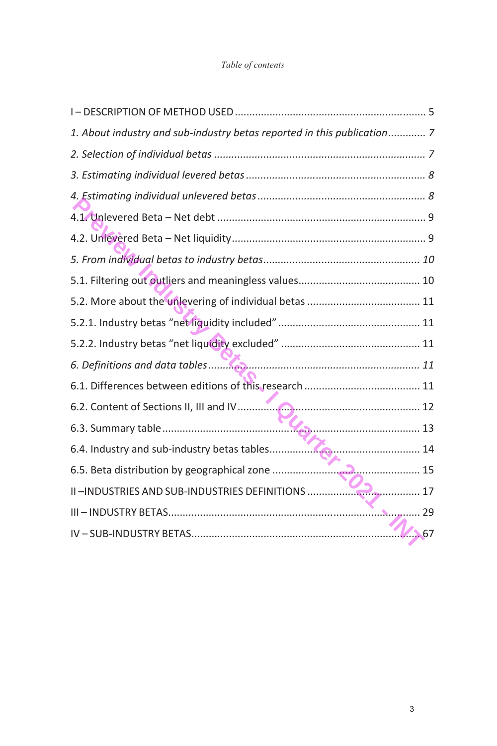*Table of contents*

I – DESCRIPTION OF METHOD USED ........................................................................ 5

*1. About industry and sub-industry betas reported in this publication* ............. *7*

*2. Selection of individual betas* .................................................................. *7*

*3. Estimating individual levered betas* ........................................................ *8*

*4. Estimating individual unlevered betas* ..................................................... *8*

4.1 Unlevered Beta – Net debt ........................................................................ 9

4.2. Unlevered Beta – Net liquidity .................................................................. 9

*5. From individual betas to industry betas* .................................................. *10*

5.1. Filtering out outliers and meaningless values ......................................... 10

5.2. More about the unlevering of individual betas ....................................... 11

5.2.1. Industry betas "net liquidity included" ................................................. 11

5.2.2. Industry betas "net liquidity excluded" ................................................ 11

*6. Definitions and data tables* ..................................................................... *11*

6.1. Differences between editions of this research ....................................... 11

6.2. Content of Sections II, III and IV ............................................................. 12

6.3. Summary table ........................................................................................ 13

6.4. Industry and sub-industry betas tables .................................................. 14

6.5. Beta distribution by geographical zone .................................................. 15

II – INDUSTRIES AND SUB-INDUSTRIES DEFINITIONS ......................................... 17

III – INDUSTRY BETAS ......................................................................................... 29

IV – SUB-INDUSTRY BETAS .................................................................................. 67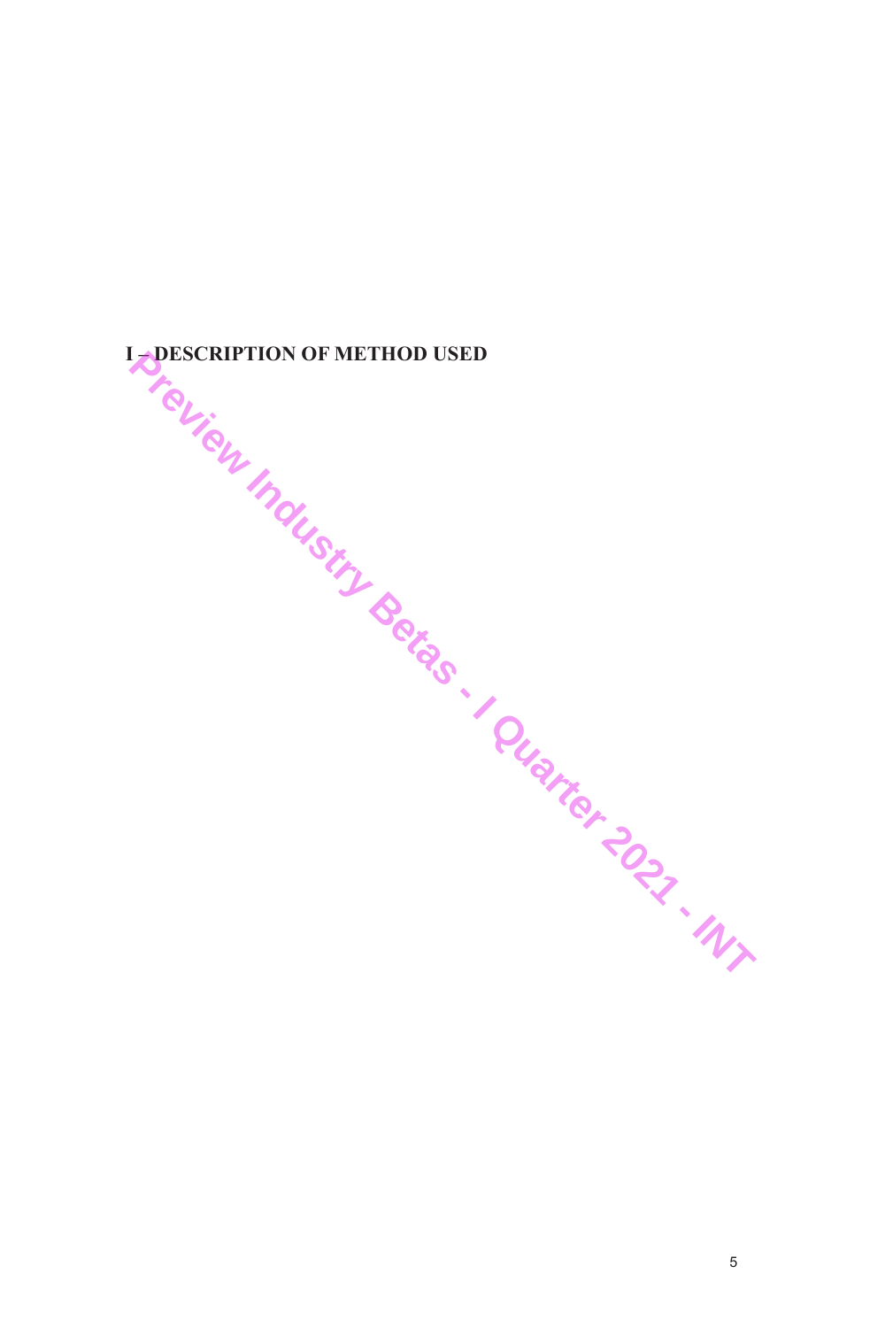# I – DESCRIPTION OF METHOD USED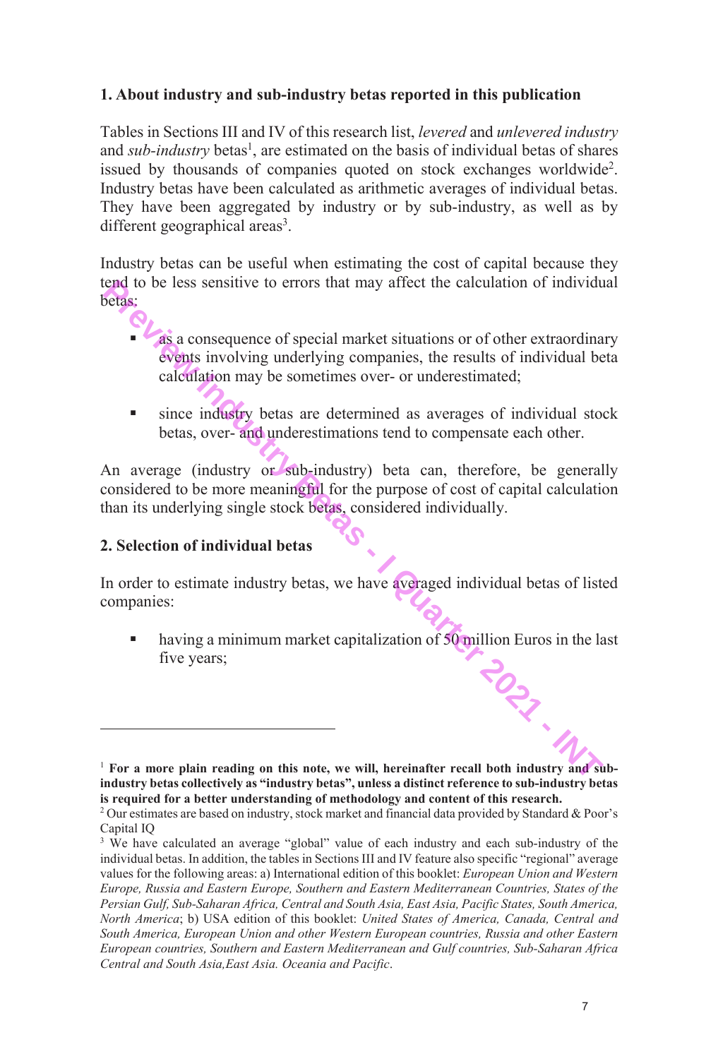## 1. About industry and sub-industry betas reported in this publication

Tables in Sections III and IV of this research list, *levered* and *unlevered industry* and *sub-industry* betas[1], are estimated on the basis of individual betas of shares issued by thousands of companies quoted on stock exchanges worldwide[2]. Industry betas have been calculated as arithmetic averages of individual betas. They have been aggregated by industry or by sub-industry, as well as by different geographical areas[3].

Industry betas can be useful when estimating the cost of capital because they tend to be less sensitive to errors that may affect the calculation of individual betas:

- as a consequence of special market situations or of other extraordinary events involving underlying companies, the results of individual beta calculation may be sometimes over- or underestimated;
- since industry betas are determined as averages of individual stock betas, over- and underestimations tend to compensate each other.

An average (industry or sub-industry) beta can, therefore, be generally considered to be more meaningful for the purpose of cost of capital calculation than its underlying single stock betas, considered individually.

## 2. Selection of individual betas

In order to estimate industry betas, we have averaged individual betas of listed companies:

- having a minimum market capitalization of 50 million Euros in the last five years;

---

[1] **For a more plain reading on this note, we will, hereinafter recall both industry and sub-industry betas collectively as "industry betas", unless a distinct reference to sub-industry betas is required for a better understanding of methodology and content of this research.**

[2] Our estimates are based on industry, stock market and financial data provided by Standard & Poor's Capital IQ

[3] We have calculated an average "global" value of each industry and each sub-industry of the individual betas. In addition, the tables in Sections III and IV feature also specific "regional" average values for the following areas: a) International edition of this booklet: *European Union and Western Europe, Russia and Eastern Europe, Southern and Eastern Mediterranean Countries, States of the Persian Gulf, Sub-Saharan Africa, Central and South Asia, East Asia, Pacific States, South America, North America*; b) USA edition of this booklet: *United States of America, Canada, Central and South America, European Union and other Western European countries, Russia and other Eastern European countries, Southern and Eastern Mediterranean and Gulf countries, Sub-Saharan Africa Central and South Asia,East Asia. Oceania and Pacific*.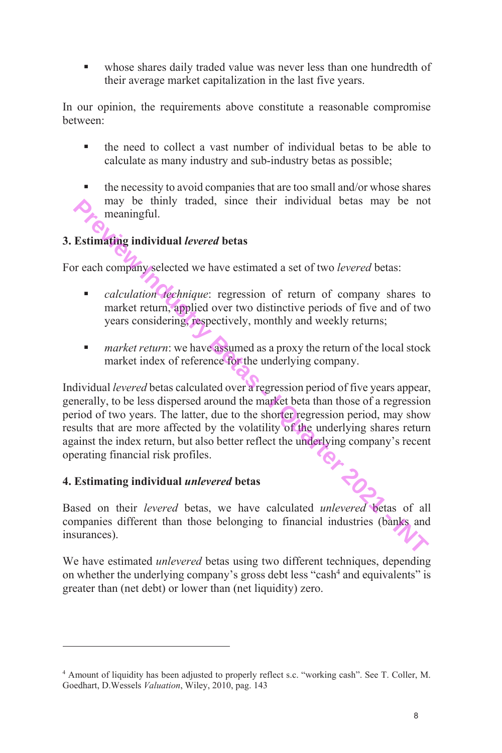- whose shares daily traded value was never less than one hundredth of their average market capitalization in the last five years.

In our opinion, the requirements above constitute a reasonable compromise between:

- the need to collect a vast number of individual betas to be able to calculate as many industry and sub-industry betas as possible;

- the necessity to avoid companies that are too small and/or whose shares may be thinly traded, since their individual betas may be not meaningful.

## 3. Estimating individual *levered* betas

For each company selected we have estimated a set of two *levered* betas:

- *calculation technique*: regression of return of company shares to market return, applied over two distinctive periods of five and of two years considering, respectively, monthly and weekly returns;

- *market return*: we have assumed as a proxy the return of the local stock market index of reference for the underlying company.

Individual *levered* betas calculated over a regression period of five years appear, generally, to be less dispersed around the market beta than those of a regression period of two years. The latter, due to the shorter regression period, may show results that are more affected by the volatility of the underlying shares return against the index return, but also better reflect the underlying company's recent operating financial risk profiles.

## 4. Estimating individual *unlevered* betas

Based on their *levered* betas, we have calculated *unlevered* betas of all companies different than those belonging to financial industries (banks and insurances).

We have estimated *unlevered* betas using two different techniques, depending on whether the underlying company's gross debt less "cash[4] and equivalents" is greater than (net debt) or lower than (net liquidity) zero.

---

[4] Amount of liquidity has been adjusted to properly reflect s.c. "working cash". See T. Coller, M. Goedhart, D.Wessels *Valuation*, Wiley, 2010, pag. 143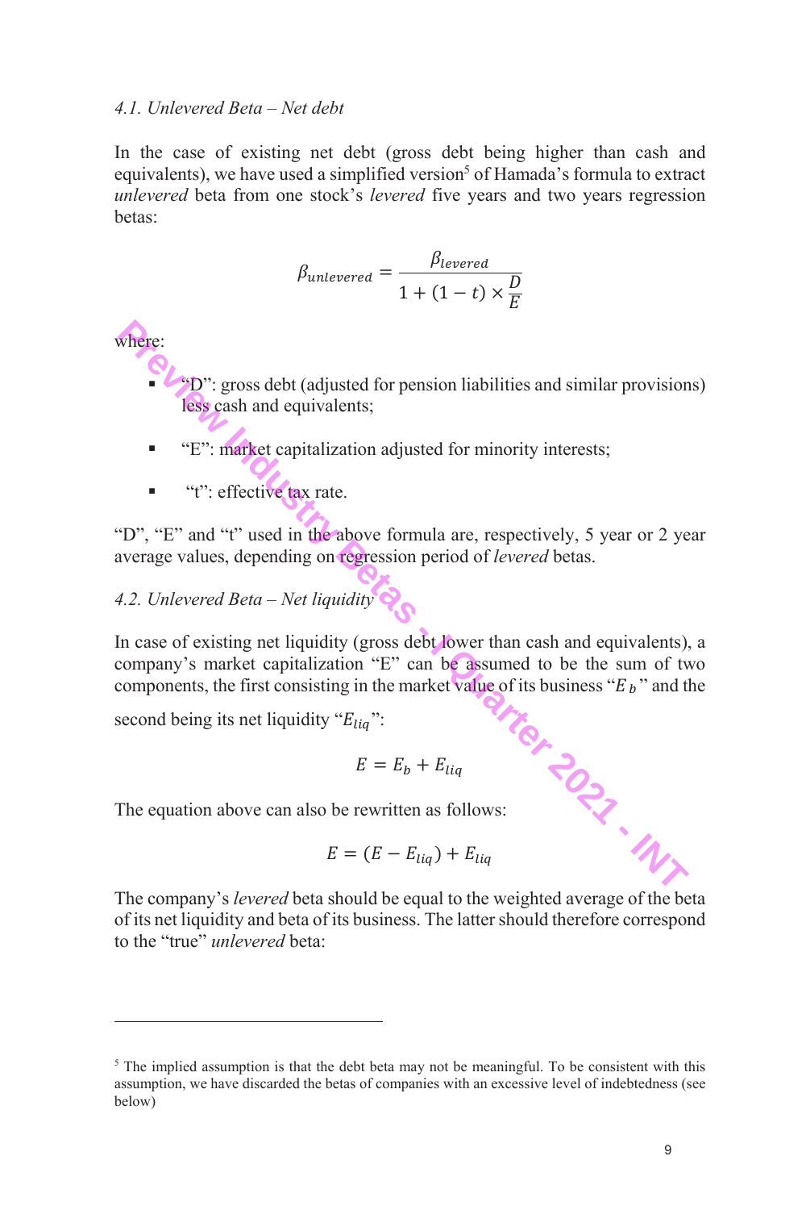*4.1. Unlevered Beta – Net debt*

In the case of existing net debt (gross debt being higher than cash and equivalents), we have used a simplified version[5] of Hamada's formula to extract *unlevered* beta from one stock's *levered* five years and two years regression betas:

$$\beta_{unlevered} = \frac{\beta_{levered}}{1 + (1 - t) \times \frac{D}{E}}$$

where:

- "D": gross debt (adjusted for pension liabilities and similar provisions) less cash and equivalents;
- "E": market capitalization adjusted for minority interests;
- "t": effective tax rate.

"D", "E" and "t" used in the above formula are, respectively, 5 year or 2 year average values, depending on regression period of *levered* betas.

*4.2. Unlevered Beta – Net liquidity*

In case of existing net liquidity (gross debt lower than cash and equivalents), a company's market capitalization "E" can be assumed to be the sum of two components, the first consisting in the market value of its business "$E_b$" and the second being its net liquidity "$E_{liq}$":

$$E = E_b + E_{liq}$$

The equation above can also be rewritten as follows:

$$E = (E - E_{liq}) + E_{liq}$$

The company's *levered* beta should be equal to the weighted average of the beta of its net liquidity and beta of its business. The latter should therefore correspond to the "true" *unlevered* beta:

---

[5] The implied assumption is that the debt beta may not be meaningful. To be consistent with this assumption, we have discarded the betas of companies with an excessive level of indebtedness (see below)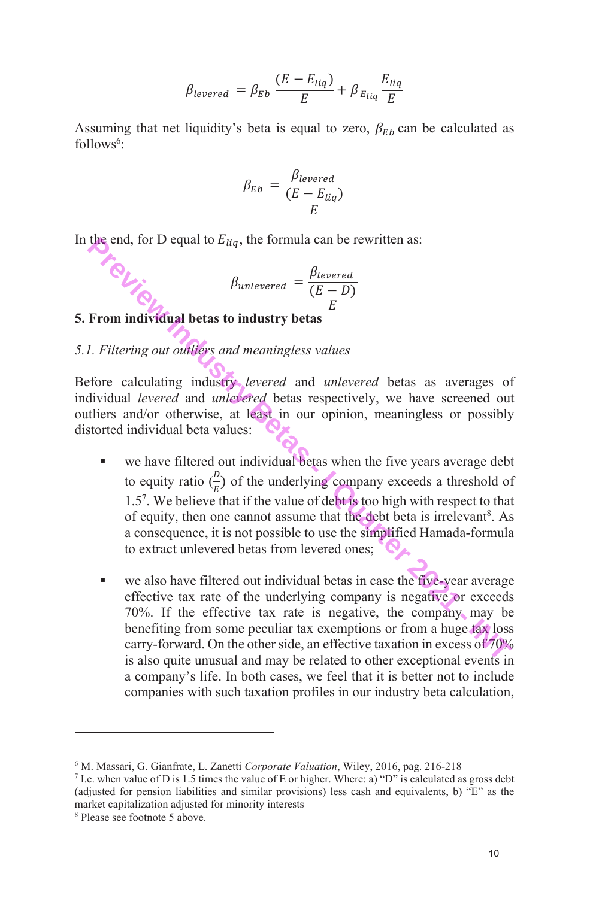$$\beta_{levered} = \beta_{Eb} \frac{(E - E_{liq})}{E} + \beta_{E_{liq}} \frac{E_{liq}}{E}$$

Assuming that net liquidity's beta is equal to zero, $\beta_{Eb}$ can be calculated as follows[6]:

$$\beta_{Eb} = \frac{\beta_{levered}}{\frac{(E - E_{liq})}{E}}$$

In the end, for D equal to $E_{liq}$, the formula can be rewritten as:

$$\beta_{unlevered} = \frac{\beta_{levered}}{\frac{(E - D)}{E}}$$

## 5. From individual betas to industry betas

### *5.1. Filtering out outliers and meaningless values*

Before calculating industry *levered* and *unlevered* betas as averages of individual *levered* and *unlevered* betas respectively, we have screened out outliers and/or otherwise, at least in our opinion, meaningless or possibly distorted individual beta values:

- we have filtered out individual betas when the five years average debt to equity ratio ($\frac{D}{E}$) of the underlying company exceeds a threshold of 1.5[7]. We believe that if the value of debt is too high with respect to that of equity, then one cannot assume that the debt beta is irrelevant[8]. As a consequence, it is not possible to use the simplified Hamada-formula to extract unlevered betas from levered ones;

- we also have filtered out individual betas in case the five-year average effective tax rate of the underlying company is negative or exceeds 70%. If the effective tax rate is negative, the company may be benefiting from some peculiar tax exemptions or from a huge tax loss carry-forward. On the other side, an effective taxation in excess of 70% is also quite unusual and may be related to other exceptional events in a company's life. In both cases, we feel that it is better not to include companies with such taxation profiles in our industry beta calculation,

---

[6] M. Massari, G. Gianfrate, L. Zanetti *Corporate Valuation*, Wiley, 2016, pag. 216-218

[7] I.e. when value of D is 1.5 times the value of E or higher. Where: a) "D" is calculated as gross debt (adjusted for pension liabilities and similar provisions) less cash and equivalents, b) "E" as the market capitalization adjusted for minority interests

[8] Please see footnote 5 above.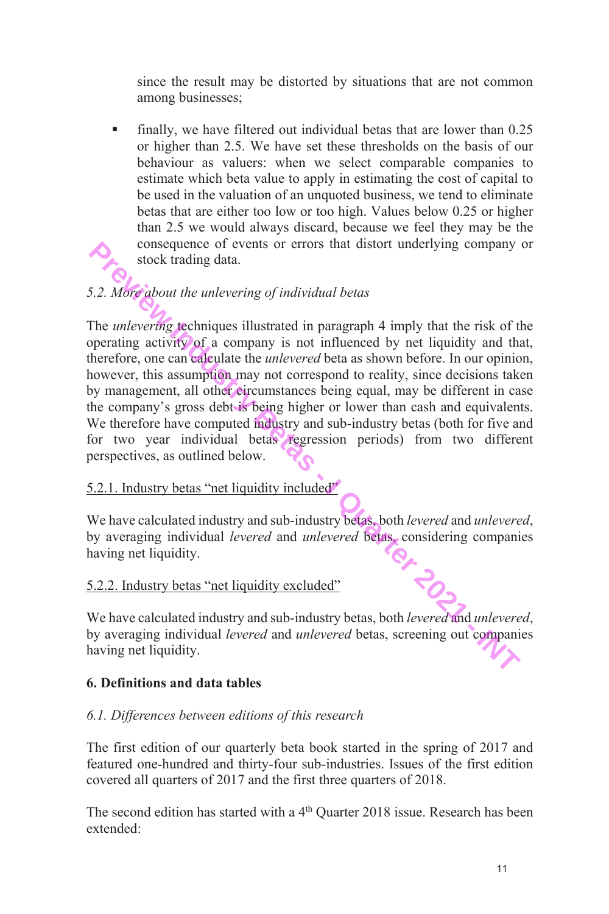since the result may be distorted by situations that are not common among businesses;

- finally, we have filtered out individual betas that are lower than 0.25 or higher than 2.5. We have set these thresholds on the basis of our behaviour as valuers: when we select comparable companies to estimate which beta value to apply in estimating the cost of capital to be used in the valuation of an unquoted business, we tend to eliminate betas that are either too low or too high. Values below 0.25 or higher than 2.5 we would always discard, because we feel they may be the consequence of events or errors that distort underlying company or stock trading data.

### *5.2. More about the unlevering of individual betas*

The *unlevering* techniques illustrated in paragraph 4 imply that the risk of the operating activity of a company is not influenced by net liquidity and that, therefore, one can calculate the *unlevered* beta as shown before. In our opinion, however, this assumption may not correspond to reality, since decisions taken by management, all other circumstances being equal, may be different in case the company's gross debt is being higher or lower than cash and equivalents. We therefore have computed industry and sub-industry betas (both for five and for two year individual betas regression periods) from two different perspectives, as outlined below.

#### 5.2.1. Industry betas "net liquidity included"

We have calculated industry and sub-industry betas, both *levered* and *unlevered*, by averaging individual *levered* and *unlevered* betas, considering companies having net liquidity.

#### 5.2.2. Industry betas "net liquidity excluded"

We have calculated industry and sub-industry betas, both *levered* and *unlevered*, by averaging individual *levered* and *unlevered* betas, screening out companies having net liquidity.

## 6. Definitions and data tables

### *6.1. Differences between editions of this research*

The first edition of our quarterly beta book started in the spring of 2017 and featured one-hundred and thirty-four sub-industries. Issues of the first edition covered all quarters of 2017 and the first three quarters of 2018.

The second edition has started with a 4th Quarter 2018 issue. Research has been extended: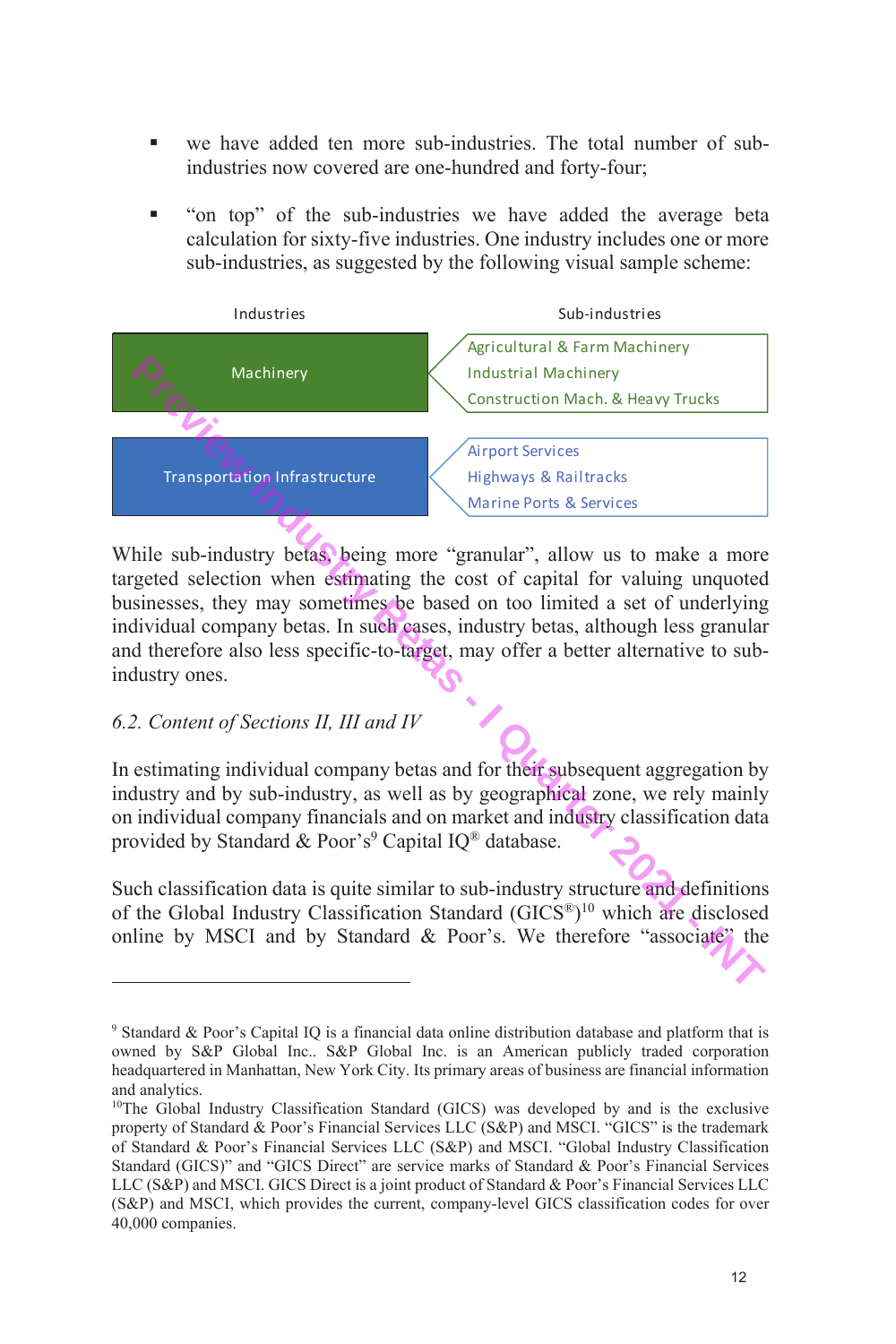- we have added ten more sub-industries. The total number of sub-industries now covered are one-hundred and forty-four;
- "on top" of the sub-industries we have added the average beta calculation for sixty-five industries. One industry includes one or more sub-industries, as suggested by the following visual sample scheme:

| Industries | Sub-industries |
|---|---|
| Machinery | Agricultural & Farm Machinery<br>Industrial Machinery<br>Construction Mach. & Heavy Trucks |
| Transportation Infrastructure | Airport Services<br>Highways & Railtracks<br>Marine Ports & Services |

While sub-industry betas, being more "granular", allow us to make a more targeted selection when estimating the cost of capital for valuing unquoted businesses, they may sometimes be based on too limited a set of underlying individual company betas. In such cases, industry betas, although less granular and therefore also less specific-to-target, may offer a better alternative to sub-industry ones.

*6.2. Content of Sections II, III and IV*

In estimating individual company betas and for their subsequent aggregation by industry and by sub-industry, as well as by geographical zone, we rely mainly on individual company financials and on market and industry classification data provided by Standard & Poor's[9] Capital IQ® database.

Such classification data is quite similar to sub-industry structure and definitions of the Global Industry Classification Standard (GICS®)[10] which are disclosed online by MSCI and by Standard & Poor's. We therefore "associate" the

---

[9] Standard & Poor's Capital IQ is a financial data online distribution database and platform that is owned by S&P Global Inc.. S&P Global Inc. is an American publicly traded corporation headquartered in Manhattan, New York City. Its primary areas of business are financial information and analytics.

[10] The Global Industry Classification Standard (GICS) was developed by and is the exclusive property of Standard & Poor's Financial Services LLC (S&P) and MSCI. "GICS" is the trademark of Standard & Poor's Financial Services LLC (S&P) and MSCI. "Global Industry Classification Standard (GICS)" and "GICS Direct" are service marks of Standard & Poor's Financial Services LLC (S&P) and MSCI. GICS Direct is a joint product of Standard & Poor's Financial Services LLC (S&P) and MSCI, which provides the current, company-level GICS classification codes for over 40,000 companies.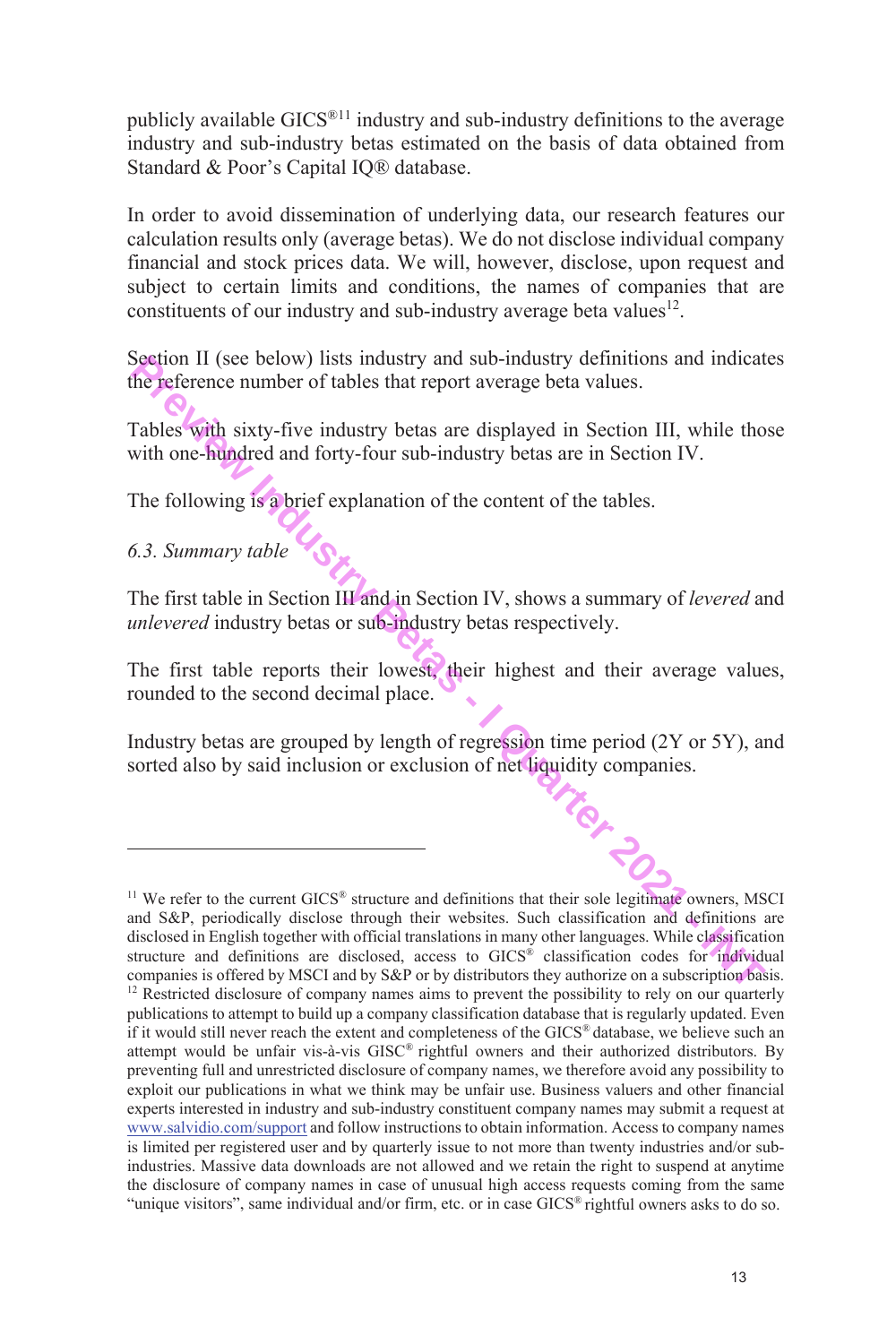publicly available GICS®[11] industry and sub-industry definitions to the average industry and sub-industry betas estimated on the basis of data obtained from Standard & Poor's Capital IQ® database.

In order to avoid dissemination of underlying data, our research features our calculation results only (average betas). We do not disclose individual company financial and stock prices data. We will, however, disclose, upon request and subject to certain limits and conditions, the names of companies that are constituents of our industry and sub-industry average beta values[12].

Section II (see below) lists industry and sub-industry definitions and indicates the reference number of tables that report average beta values.

Tables with sixty-five industry betas are displayed in Section III, while those with one-hundred and forty-four sub-industry betas are in Section IV.

The following is a brief explanation of the content of the tables.

*6.3. Summary table*

The first table in Section III and in Section IV, shows a summary of *levered* and *unlevered* industry betas or sub-industry betas respectively.

The first table reports their lowest, their highest and their average values, rounded to the second decimal place.

Industry betas are grouped by length of regression time period (2Y or 5Y), and sorted also by said inclusion or exclusion of net liquidity companies.

---

[11] We refer to the current GICS® structure and definitions that their sole legitimate owners, MSCI and S&P, periodically disclose through their websites. Such classification and definitions are disclosed in English together with official translations in many other languages. While classification structure and definitions are disclosed, access to GICS® classification codes for individual companies is offered by MSCI and by S&P or by distributors they authorize on a subscription basis.

[12] Restricted disclosure of company names aims to prevent the possibility to rely on our quarterly publications to attempt to build up a company classification database that is regularly updated. Even if it would still never reach the extent and completeness of the GICS® database, we believe such an attempt would be unfair vis-à-vis GISC® rightful owners and their authorized distributors. By preventing full and unrestricted disclosure of company names, we therefore avoid any possibility to exploit our publications in what we think may be unfair use. Business valuers and other financial experts interested in industry and sub-industry constituent company names may submit a request at www.salvidio.com/support and follow instructions to obtain information. Access to company names is limited per registered user and by quarterly issue to not more than twenty industries and/or sub-industries. Massive data downloads are not allowed and we retain the right to suspend at anytime the disclosure of company names in case of unusual high access requests coming from the same "unique visitors", same individual and/or firm, etc. or in case GICS® rightful owners asks to do so.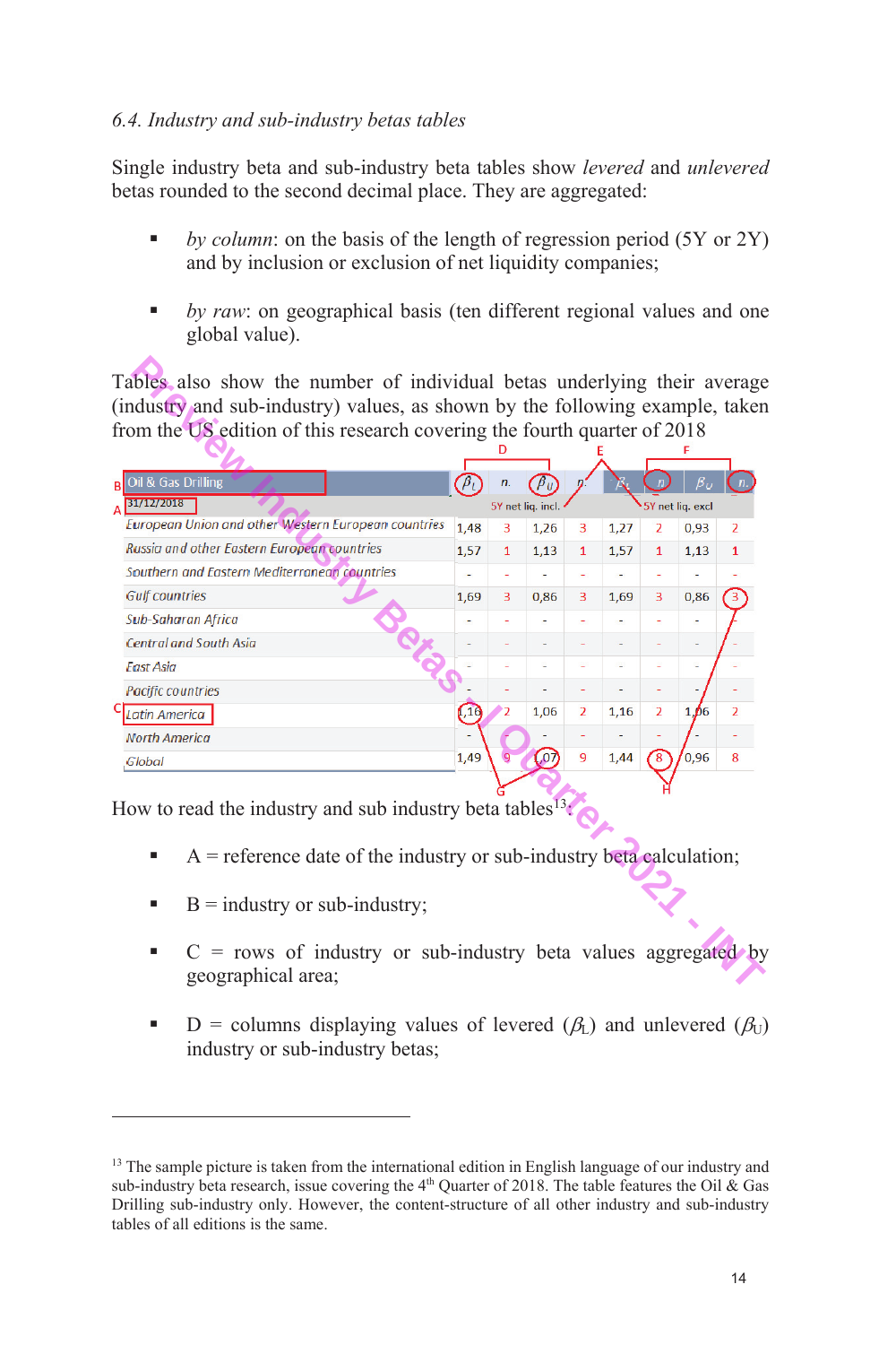*6.4. Industry and sub-industry betas tables*

Single industry beta and sub-industry beta tables show *levered* and *unlevered* betas rounded to the second decimal place. They are aggregated:

- *by column*: on the basis of the length of regression period (5Y or 2Y) and by inclusion or exclusion of net liquidity companies;
- *by raw*: on geographical basis (ten different regional values and one global value).

Tables also show the number of individual betas underlying their average (industry and sub-industry) values, as shown by the following example, taken from the US edition of this research covering the fourth quarter of 2018

| Oil & Gas Drilling | $\beta_L$ | n. | $\beta_U$ | n. | $\beta_L$ | n. | $\beta_U$ | n. |
|---|---|---|---|---|---|---|---|---|
| 31/12/2018 | 5Y net liq. incl. | | | | 5Y net liq. excl | | | |
| European Union and other Western European countries | 1,48 | 3 | 1,26 | 3 | 1,27 | 2 | 0,93 | 2 |
| Russia and other Eastern European countries | 1,57 | 1 | 1,13 | 1 | 1,57 | 1 | 1,13 | 1 |
| Southern and Eastern Mediterranean countries | - | - | - | - | - | - | - | - |
| Gulf countries | 1,69 | 3 | 0,86 | 3 | 1,69 | 3 | 0,86 | 3 |
| Sub-Saharan Africa | - | - | - | - | - | - | - | - |
| Central and South Asia | - | - | - | - | - | - | - | - |
| East Asia | - | - | - | - | - | - | - | - |
| Pacific countries | - | - | - | - | - | - | - | - |
| Latin America | 1,16 | 2 | 1,06 | 2 | 1,16 | 2 | 1,06 | 2 |
| North America | - | - | - | - | - | - | - | - |
| Global | 1,49 | 9 | 1,07 | 9 | 1,44 | 8 | 0,96 | 8 |

How to read the industry and sub industry beta tables[13]:

- A = reference date of the industry or sub-industry beta calculation;
- B = industry or sub-industry;
- C = rows of industry or sub-industry beta values aggregated by geographical area;
- D = columns displaying values of levered ($\beta_L$) and unlevered ($\beta_U$) industry or sub-industry betas;

[13] The sample picture is taken from the international edition in English language of our industry and sub-industry beta research, issue covering the 4th Quarter of 2018. The table features the Oil & Gas Drilling sub-industry only. However, the content-structure of all other industry and sub-industry tables of all editions is the same.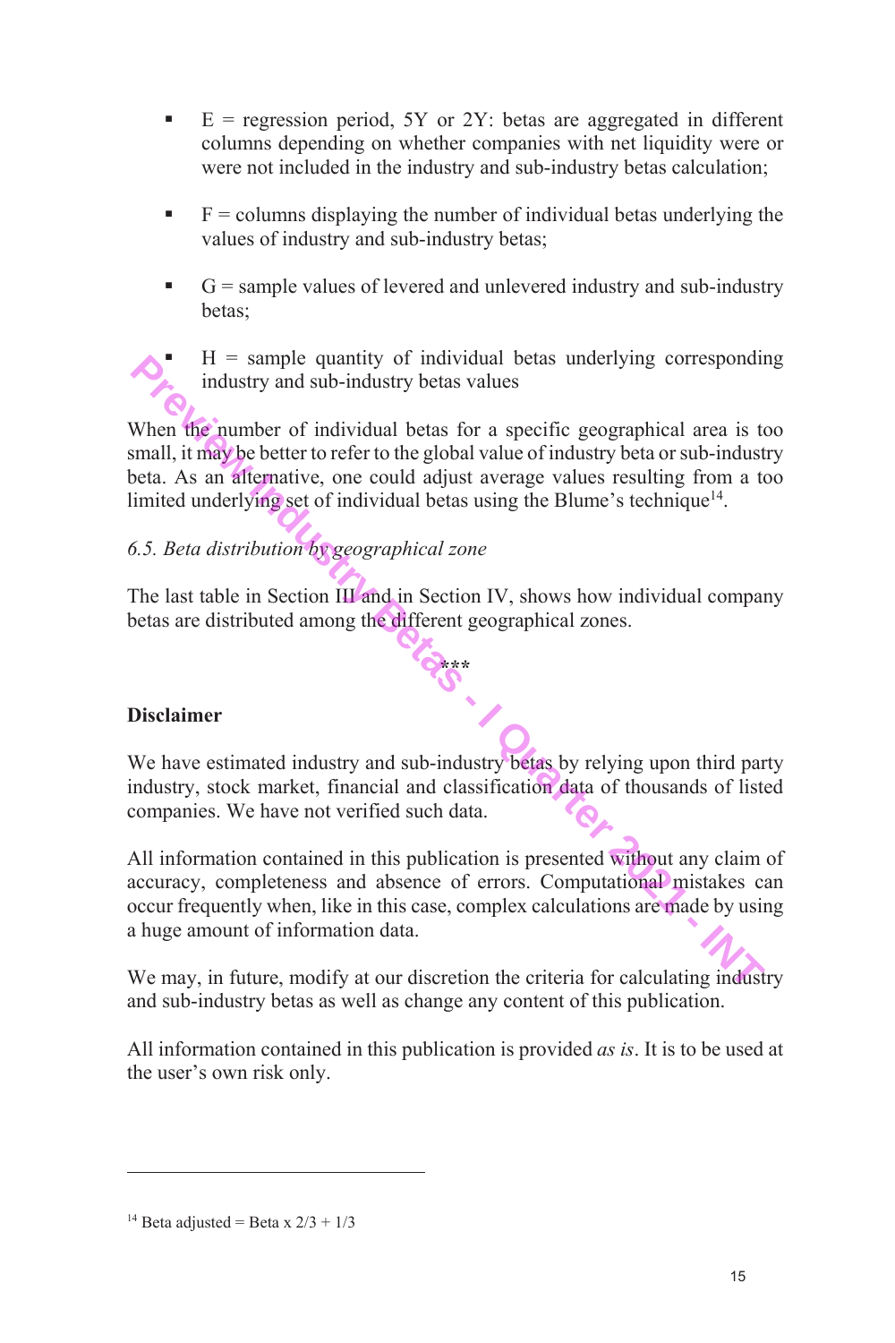- E = regression period, 5Y or 2Y: betas are aggregated in different columns depending on whether companies with net liquidity were or were not included in the industry and sub-industry betas calculation;

- F = columns displaying the number of individual betas underlying the values of industry and sub-industry betas;

- G = sample values of levered and unlevered industry and sub-industry betas;

- H = sample quantity of individual betas underlying corresponding industry and sub-industry betas values

When the number of individual betas for a specific geographical area is too small, it may be better to refer to the global value of industry beta or sub-industry beta. As an alternative, one could adjust average values resulting from a too limited underlying set of individual betas using the Blume's technique[14].

*6.5. Beta distribution by geographical zone*

The last table in Section III and in Section IV, shows how individual company betas are distributed among the different geographical zones.

***

**Disclaimer**

We have estimated industry and sub-industry betas by relying upon third party industry, stock market, financial and classification data of thousands of listed companies. We have not verified such data.

All information contained in this publication is presented without any claim of accuracy, completeness and absence of errors. Computational mistakes can occur frequently when, like in this case, complex calculations are made by using a huge amount of information data.

We may, in future, modify at our discretion the criteria for calculating industry and sub-industry betas as well as change any content of this publication.

All information contained in this publication is provided *as is*. It is to be used at the user's own risk only.

---

[14] Beta adjusted = Beta x 2/3 + 1/3